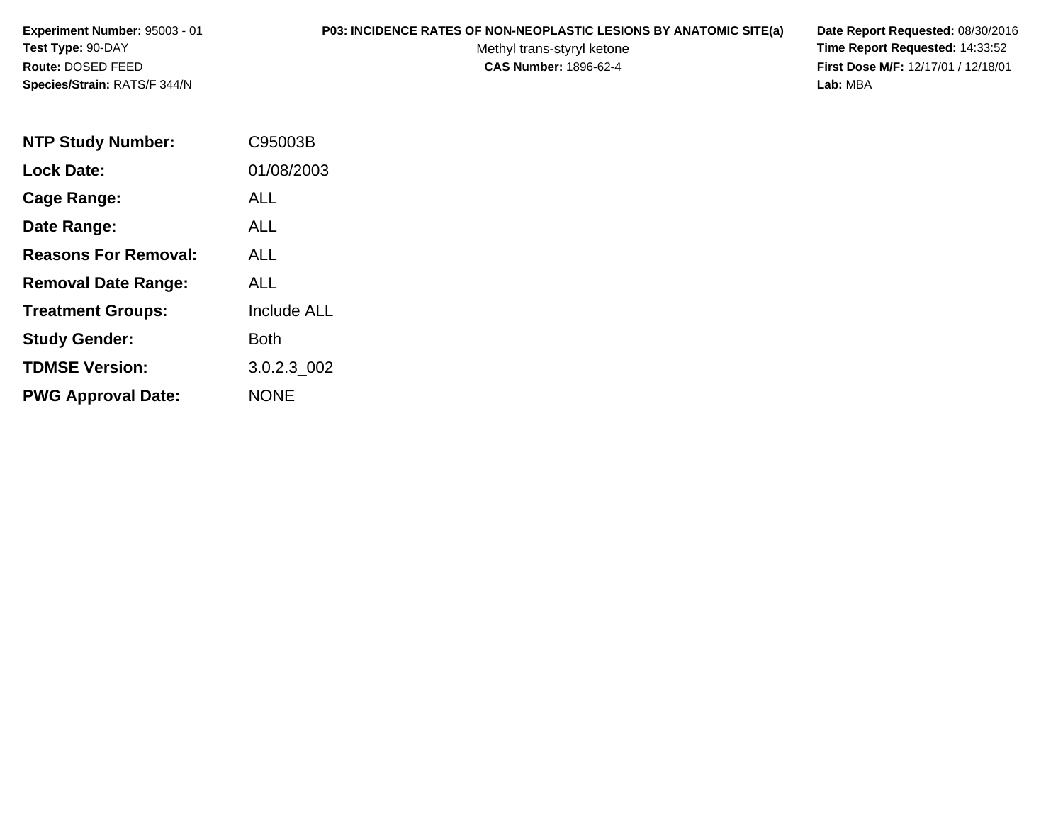**Experiment Number:** 95003 - 01
**Test Type:** 90-DAY
**Route:** DOSED FEED
**Species/Strain:** RATS/F 344/N

**P03: INCIDENCE RATES OF NON-NEOPLASTIC LESIONS BY ANATOMIC SITE(a)**
Methyl trans-styryl ketone
**CAS Number:** 1896-62-4

**Date Report Requested:** 08/30/2016
**Time Report Requested:** 14:33:52
**First Dose M/F:** 12/17/01 / 12/18/01
**Lab:** MBA

| | |
|---|---|
| **NTP Study Number:** | C95003B |
| **Lock Date:** | 01/08/2003 |
| **Cage Range:** | ALL |
| **Date Range:** | ALL |
| **Reasons For Removal:** | ALL |
| **Removal Date Range:** | ALL |
| **Treatment Groups:** | Include ALL |
| **Study Gender:** | Both |
| **TDMSE Version:** | 3.0.2.3_002 |
| **PWG Approval Date:** | NONE |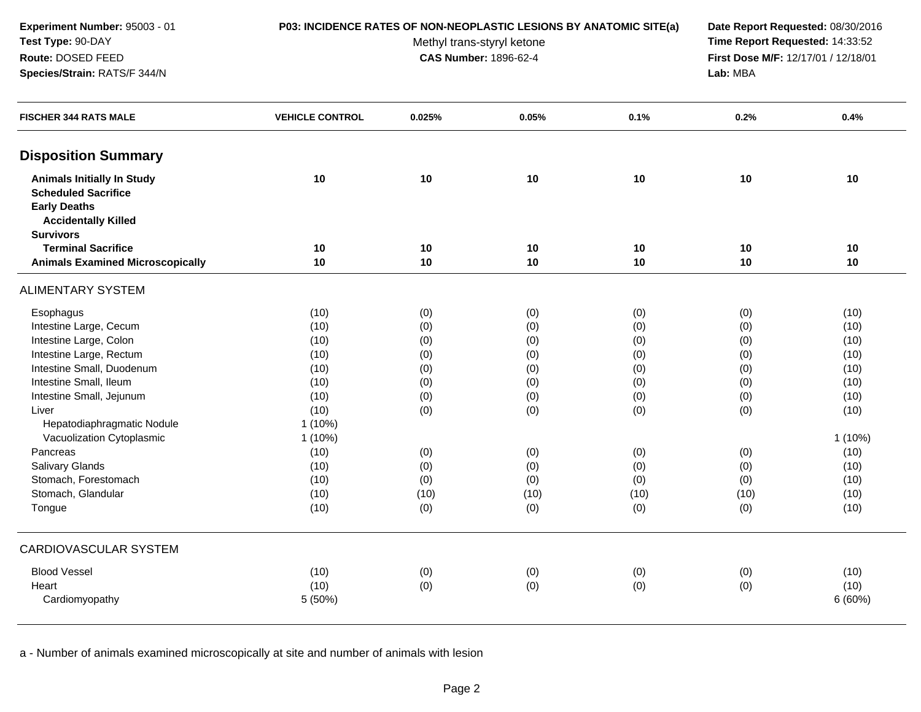**Experiment Number:** 95003 - 01
**Test Type:** 90-DAY
**Route:** DOSED FEED
**Species/Strain:** RATS/F 344/N

**P03: INCIDENCE RATES OF NON-NEOPLASTIC LESIONS BY ANATOMIC SITE(a)**
Methyl trans-styryl ketone
**CAS Number:** 1896-62-4

**Date Report Requested:** 08/30/2016
**Time Report Requested:** 14:33:52
**First Dose M/F:** 12/17/01 / 12/18/01
**Lab:** MBA

| FISCHER 344 RATS MALE | VEHICLE CONTROL | 0.025% | 0.05% | 0.1% | 0.2% | 0.4% |
|---|---|---|---|---|---|---|
| **Disposition Summary** | | | | | | |
| **Animals Initially In Study** | 10 | 10 | 10 | 10 | 10 | 10 |
| **Scheduled Sacrifice** | | | | | | |
| **Early Deaths** | | | | | | |
| **Accidentally Killed** | | | | | | |
| **Survivors** | | | | | | |
| **Terminal Sacrifice** | 10 | 10 | 10 | 10 | 10 | 10 |
| **Animals Examined Microscopically** | 10 | 10 | 10 | 10 | 10 | 10 |
| ALIMENTARY SYSTEM | | | | | | |
| Esophagus | (10) | (0) | (0) | (0) | (0) | (10) |
| Intestine Large, Cecum | (10) | (0) | (0) | (0) | (0) | (10) |
| Intestine Large, Colon | (10) | (0) | (0) | (0) | (0) | (10) |
| Intestine Large, Rectum | (10) | (0) | (0) | (0) | (0) | (10) |
| Intestine Small, Duodenum | (10) | (0) | (0) | (0) | (0) | (10) |
| Intestine Small, Ileum | (10) | (0) | (0) | (0) | (0) | (10) |
| Intestine Small, Jejunum | (10) | (0) | (0) | (0) | (0) | (10) |
| Liver | (10) | (0) | (0) | (0) | (0) | (10) |
| Hepatodiaphragmatic Nodule | 1 (10%) | | | | | |
| Vacuolization Cytoplasmic | 1 (10%) | | | | | 1 (10%) |
| Pancreas | (10) | (0) | (0) | (0) | (0) | (10) |
| Salivary Glands | (10) | (0) | (0) | (0) | (0) | (10) |
| Stomach, Forestomach | (10) | (0) | (0) | (0) | (0) | (10) |
| Stomach, Glandular | (10) | (10) | (10) | (10) | (10) | (10) |
| Tongue | (10) | (0) | (0) | (0) | (0) | (10) |
| CARDIOVASCULAR SYSTEM | | | | | | |
| Blood Vessel | (10) | (0) | (0) | (0) | (0) | (10) |
| Heart | (10) | (0) | (0) | (0) | (0) | (10) |
| Cardiomyopathy | 5 (50%) | | | | | 6 (60%) |

a - Number of animals examined microscopically at site and number of animals with lesion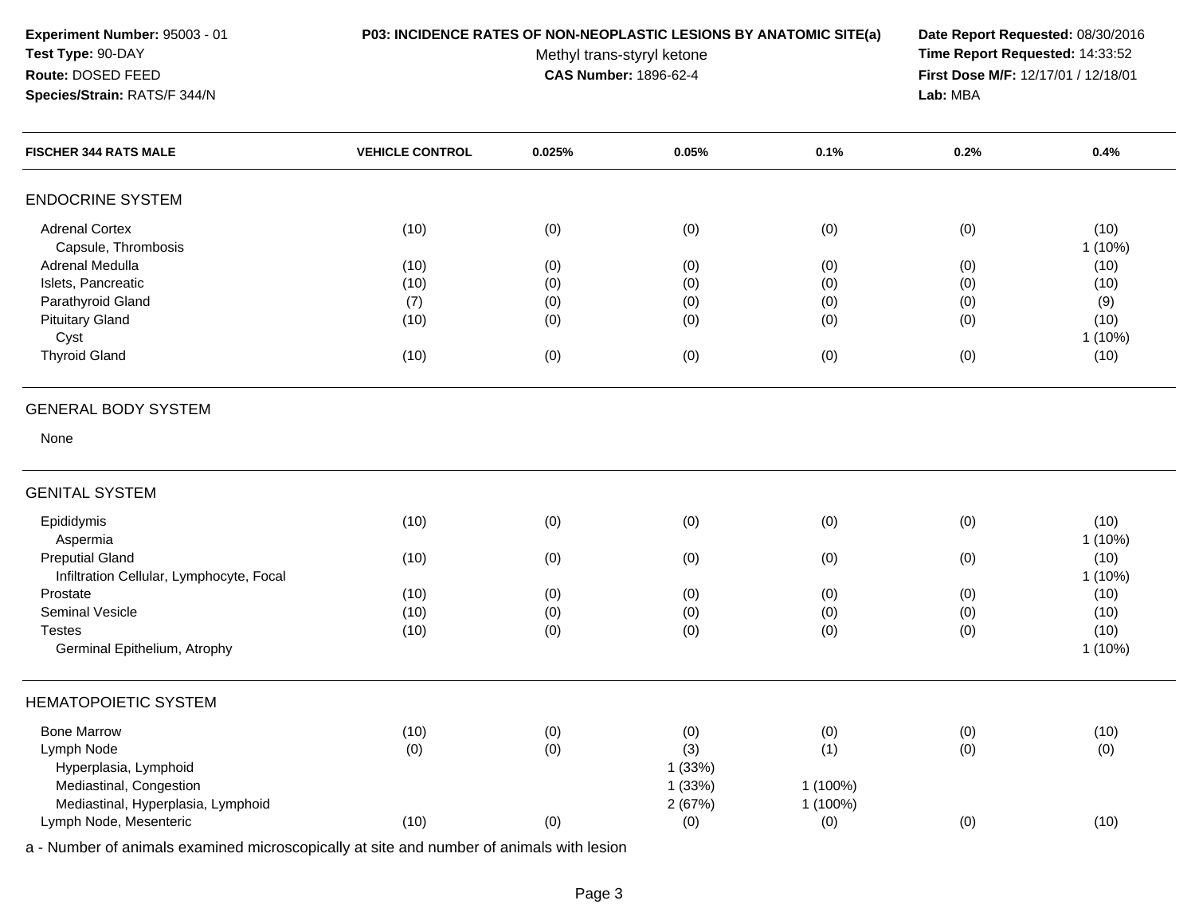**Experiment Number:** 95003 - 01
**Test Type:** 90-DAY
**Route:** DOSED FEED
**Species/Strain:** RATS/F 344/N

**P03: INCIDENCE RATES OF NON-NEOPLASTIC LESIONS BY ANATOMIC SITE(a)**
Methyl trans-styryl ketone
**CAS Number:** 1896-62-4

**Date Report Requested:** 08/30/2016
**Time Report Requested:** 14:33:52
**First Dose M/F:** 12/17/01 / 12/18/01
**Lab:** MBA

| FISCHER 344 RATS MALE | VEHICLE CONTROL | 0.025% | 0.05% | 0.1% | 0.2% | 0.4% |
|---|---|---|---|---|---|---|
| **ENDOCRINE SYSTEM** | | | | | | |
| Adrenal Cortex | (10) | (0) | (0) | (0) | (0) | (10) |
| Capsule, Thrombosis | | | | | | 1 (10%) |
| Adrenal Medulla | (10) | (0) | (0) | (0) | (0) | (10) |
| Islets, Pancreatic | (10) | (0) | (0) | (0) | (0) | (10) |
| Parathyroid Gland | (7) | (0) | (0) | (0) | (0) | (9) |
| Pituitary Gland | (10) | (0) | (0) | (0) | (0) | (10) |
| Cyst | | | | | | 1 (10%) |
| Thyroid Gland | (10) | (0) | (0) | (0) | (0) | (10) |
| **GENERAL BODY SYSTEM** | | | | | | |
| None | | | | | | |
| **GENITAL SYSTEM** | | | | | | |
| Epididymis | (10) | (0) | (0) | (0) | (0) | (10) |
| Aspermia | | | | | | 1 (10%) |
| Preputial Gland | (10) | (0) | (0) | (0) | (0) | (10) |
| Infiltration Cellular, Lymphocyte, Focal | | | | | | 1 (10%) |
| Prostate | (10) | (0) | (0) | (0) | (0) | (10) |
| Seminal Vesicle | (10) | (0) | (0) | (0) | (0) | (10) |
| Testes | (10) | (0) | (0) | (0) | (0) | (10) |
| Germinal Epithelium, Atrophy | | | | | | 1 (10%) |
| **HEMATOPOIETIC SYSTEM** | | | | | | |
| Bone Marrow | (10) | (0) | (0) | (0) | (0) | (10) |
| Lymph Node | (0) | (0) | (3) | (1) | (0) | (0) |
| Hyperplasia, Lymphoid | | | 1 (33%) | | | |
| Mediastinal, Congestion | | | 1 (33%) | 1 (100%) | | |
| Mediastinal, Hyperplasia, Lymphoid | | | 2 (67%) | 1 (100%) | | |
| Lymph Node, Mesenteric | (10) | (0) | (0) | (0) | (0) | (10) |

a - Number of animals examined microscopically at site and number of animals with lesion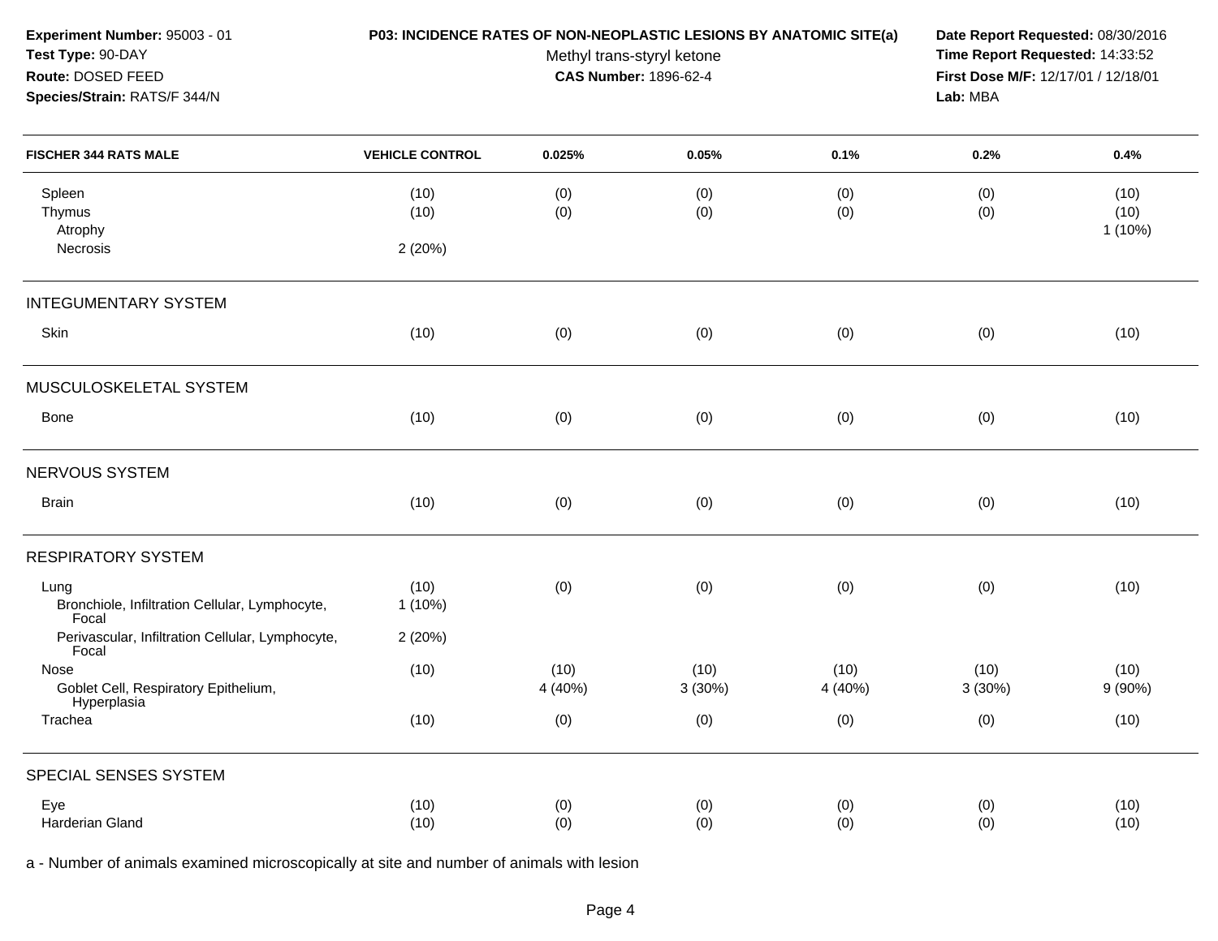**Experiment Number:** 95003 - 01
**Test Type:** 90-DAY
**Route:** DOSED FEED
**Species/Strain:** RATS/F 344/N

**P03: INCIDENCE RATES OF NON-NEOPLASTIC LESIONS BY ANATOMIC SITE(a)**
Methyl trans-styryl ketone
**CAS Number:** 1896-62-4

**Date Report Requested:** 08/30/2016
**Time Report Requested:** 14:33:52
**First Dose M/F:** 12/17/01 / 12/18/01
**Lab:** MBA

| FISCHER 344 RATS MALE | VEHICLE CONTROL | 0.025% | 0.05% | 0.1% | 0.2% | 0.4% |
|---|---|---|---|---|---|---|
| Spleen | (10) | (0) | (0) | (0) | (0) | (10) |
| Thymus | (10) | (0) | (0) | (0) | (0) | (10) |
| Atrophy | | | | | | 1 (10%) |
| Necrosis | 2 (20%) | | | | | |
| **INTEGUMENTARY SYSTEM** | | | | | | |
| Skin | (10) | (0) | (0) | (0) | (0) | (10) |
| **MUSCULOSKELETAL SYSTEM** | | | | | | |
| Bone | (10) | (0) | (0) | (0) | (0) | (10) |
| **NERVOUS SYSTEM** | | | | | | |
| Brain | (10) | (0) | (0) | (0) | (0) | (10) |
| **RESPIRATORY SYSTEM** | | | | | | |
| Lung | (10) | (0) | (0) | (0) | (0) | (10) |
| Bronchiole, Infiltration Cellular, Lymphocyte, Focal | 1 (10%) | | | | | |
| Perivascular, Infiltration Cellular, Lymphocyte, Focal | 2 (20%) | | | | | |
| Nose | (10) | (10) | (10) | (10) | (10) | (10) |
| Goblet Cell, Respiratory Epithelium, Hyperplasia | | 4 (40%) | 3 (30%) | 4 (40%) | 3 (30%) | 9 (90%) |
| Trachea | (10) | (0) | (0) | (0) | (0) | (10) |
| **SPECIAL SENSES SYSTEM** | | | | | | |
| Eye | (10) | (0) | (0) | (0) | (0) | (10) |
| Harderian Gland | (10) | (0) | (0) | (0) | (0) | (10) |

a - Number of animals examined microscopically at site and number of animals with lesion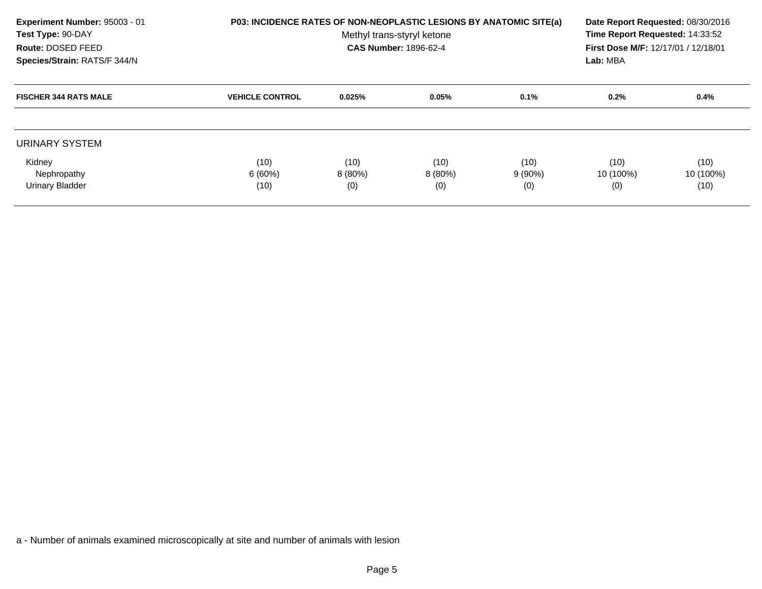**Experiment Number:** 95003 - 01
**Test Type:** 90-DAY
**Route:** DOSED FEED
**Species/Strain:** RATS/F 344/N

**P03: INCIDENCE RATES OF NON-NEOPLASTIC LESIONS BY ANATOMIC SITE(a)**
Methyl trans-styryl ketone
**CAS Number:** 1896-62-4

**Date Report Requested:** 08/30/2016
**Time Report Requested:** 14:33:52
**First Dose M/F:** 12/17/01 / 12/18/01
**Lab:** MBA

| FISCHER 344 RATS MALE | VEHICLE CONTROL | 0.025% | 0.05% | 0.1% | 0.2% | 0.4% |
|---|---|---|---|---|---|---|
| URINARY SYSTEM | | | | | | |
| Kidney | (10) | (10) | (10) | (10) | (10) | (10) |
| Nephropathy | 6 (60%) | 8 (80%) | 8 (80%) | 9 (90%) | 10 (100%) | 10 (100%) |
| Urinary Bladder | (10) | (0) | (0) | (0) | (0) | (10) |

a - Number of animals examined microscopically at site and number of animals with lesion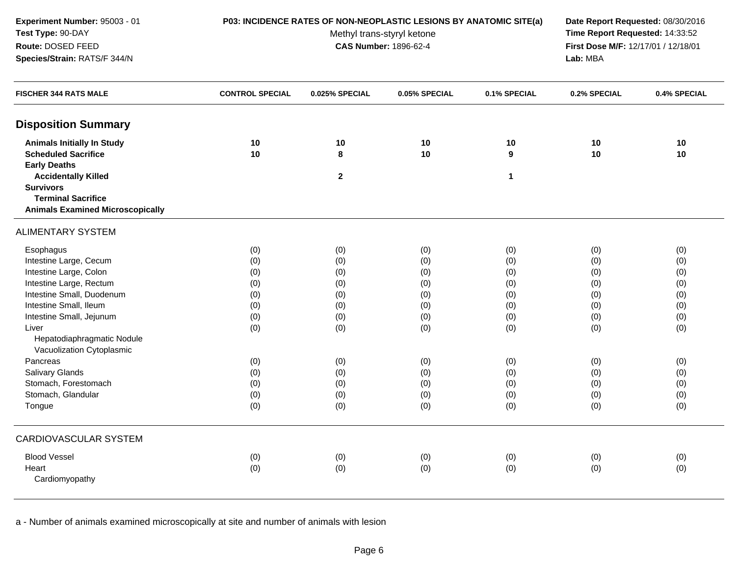**Experiment Number:** 95003 - 01
**Test Type:** 90-DAY
**Route:** DOSED FEED
**Species/Strain:** RATS/F 344/N

**P03: INCIDENCE RATES OF NON-NEOPLASTIC LESIONS BY ANATOMIC SITE(a)**
Methyl trans-styryl ketone
**CAS Number:** 1896-62-4

**Date Report Requested:** 08/30/2016
**Time Report Requested:** 14:33:52
**First Dose M/F:** 12/17/01 / 12/18/01
**Lab:** MBA

| FISCHER 344 RATS MALE | CONTROL SPECIAL | 0.025% SPECIAL | 0.05% SPECIAL | 0.1% SPECIAL | 0.2% SPECIAL | 0.4% SPECIAL |
|---|---|---|---|---|---|---|
| **Disposition Summary** | | | | | | |
| **Animals Initially In Study** | **10** | **10** | **10** | **10** | **10** | **10** |
| **Scheduled Sacrifice** | **10** | **8** | **10** | **9** | **10** | **10** |
| **Early Deaths** | | | | | | |
| **Accidentally Killed** | | **2** | | **1** | | |
| **Survivors** | | | | | | |
| **Terminal Sacrifice** | | | | | | |
| **Animals Examined Microscopically** | | | | | | |
| ALIMENTARY SYSTEM | | | | | | |
| Esophagus | (0) | (0) | (0) | (0) | (0) | (0) |
| Intestine Large, Cecum | (0) | (0) | (0) | (0) | (0) | (0) |
| Intestine Large, Colon | (0) | (0) | (0) | (0) | (0) | (0) |
| Intestine Large, Rectum | (0) | (0) | (0) | (0) | (0) | (0) |
| Intestine Small, Duodenum | (0) | (0) | (0) | (0) | (0) | (0) |
| Intestine Small, Ileum | (0) | (0) | (0) | (0) | (0) | (0) |
| Intestine Small, Jejunum | (0) | (0) | (0) | (0) | (0) | (0) |
| Liver | (0) | (0) | (0) | (0) | (0) | (0) |
| Hepatodiaphragmatic Nodule | | | | | | |
| Vacuolization Cytoplasmic | | | | | | |
| Pancreas | (0) | (0) | (0) | (0) | (0) | (0) |
| Salivary Glands | (0) | (0) | (0) | (0) | (0) | (0) |
| Stomach, Forestomach | (0) | (0) | (0) | (0) | (0) | (0) |
| Stomach, Glandular | (0) | (0) | (0) | (0) | (0) | (0) |
| Tongue | (0) | (0) | (0) | (0) | (0) | (0) |
| CARDIOVASCULAR SYSTEM | | | | | | |
| Blood Vessel | (0) | (0) | (0) | (0) | (0) | (0) |
| Heart | (0) | (0) | (0) | (0) | (0) | (0) |
| Cardiomyopathy | | | | | | |

a - Number of animals examined microscopically at site and number of animals with lesion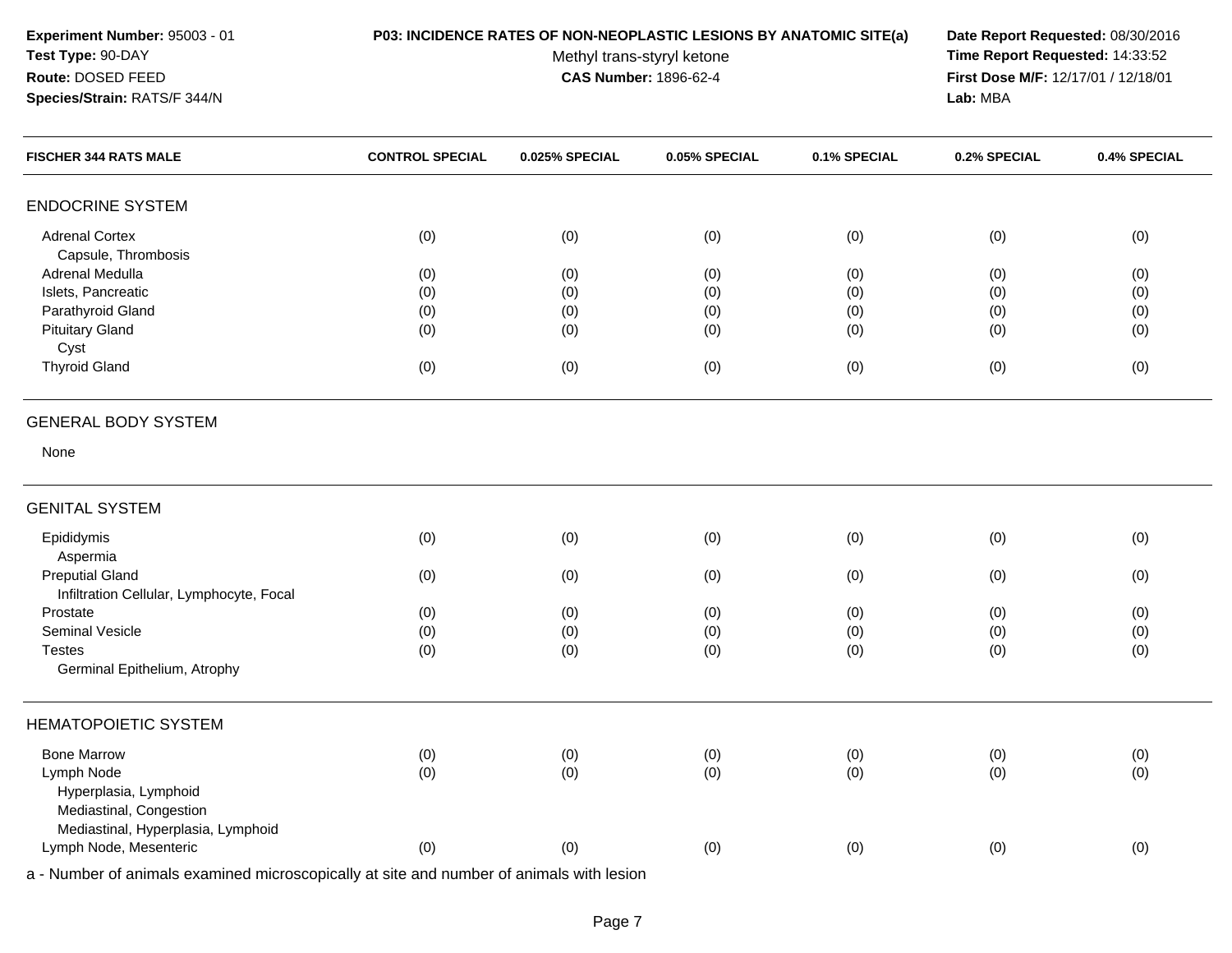**Experiment Number:** 95003 - 01
**Test Type:** 90-DAY
**Route:** DOSED FEED
**Species/Strain:** RATS/F 344/N

**P03: INCIDENCE RATES OF NON-NEOPLASTIC LESIONS BY ANATOMIC SITE(a)**
Methyl trans-styryl ketone
**CAS Number:** 1896-62-4

**Date Report Requested:** 08/30/2016
**Time Report Requested:** 14:33:52
**First Dose M/F:** 12/17/01 / 12/18/01
**Lab:** MBA

| FISCHER 344 RATS MALE | CONTROL SPECIAL | 0.025% SPECIAL | 0.05% SPECIAL | 0.1% SPECIAL | 0.2% SPECIAL | 0.4% SPECIAL |
|---|---|---|---|---|---|---|
| **ENDOCRINE SYSTEM** | | | | | | |
| Adrenal Cortex | (0) | (0) | (0) | (0) | (0) | (0) |
| Capsule, Thrombosis | | | | | | |
| Adrenal Medulla | (0) | (0) | (0) | (0) | (0) | (0) |
| Islets, Pancreatic | (0) | (0) | (0) | (0) | (0) | (0) |
| Parathyroid Gland | (0) | (0) | (0) | (0) | (0) | (0) |
| Pituitary Gland | (0) | (0) | (0) | (0) | (0) | (0) |
| Cyst | | | | | | |
| Thyroid Gland | (0) | (0) | (0) | (0) | (0) | (0) |
| **GENERAL BODY SYSTEM** | | | | | | |
| None | | | | | | |
| **GENITAL SYSTEM** | | | | | | |
| Epididymis | (0) | (0) | (0) | (0) | (0) | (0) |
| Aspermia | | | | | | |
| Preputial Gland | (0) | (0) | (0) | (0) | (0) | (0) |
| Infiltration Cellular, Lymphocyte, Focal | | | | | | |
| Prostate | (0) | (0) | (0) | (0) | (0) | (0) |
| Seminal Vesicle | (0) | (0) | (0) | (0) | (0) | (0) |
| Testes | (0) | (0) | (0) | (0) | (0) | (0) |
| Germinal Epithelium, Atrophy | | | | | | |
| **HEMATOPOIETIC SYSTEM** | | | | | | |
| Bone Marrow | (0) | (0) | (0) | (0) | (0) | (0) |
| Lymph Node | (0) | (0) | (0) | (0) | (0) | (0) |
| Hyperplasia, Lymphoid | | | | | | |
| Mediastinal, Congestion | | | | | | |
| Mediastinal, Hyperplasia, Lymphoid | | | | | | |
| Lymph Node, Mesenteric | (0) | (0) | (0) | (0) | (0) | (0) |

a - Number of animals examined microscopically at site and number of animals with lesion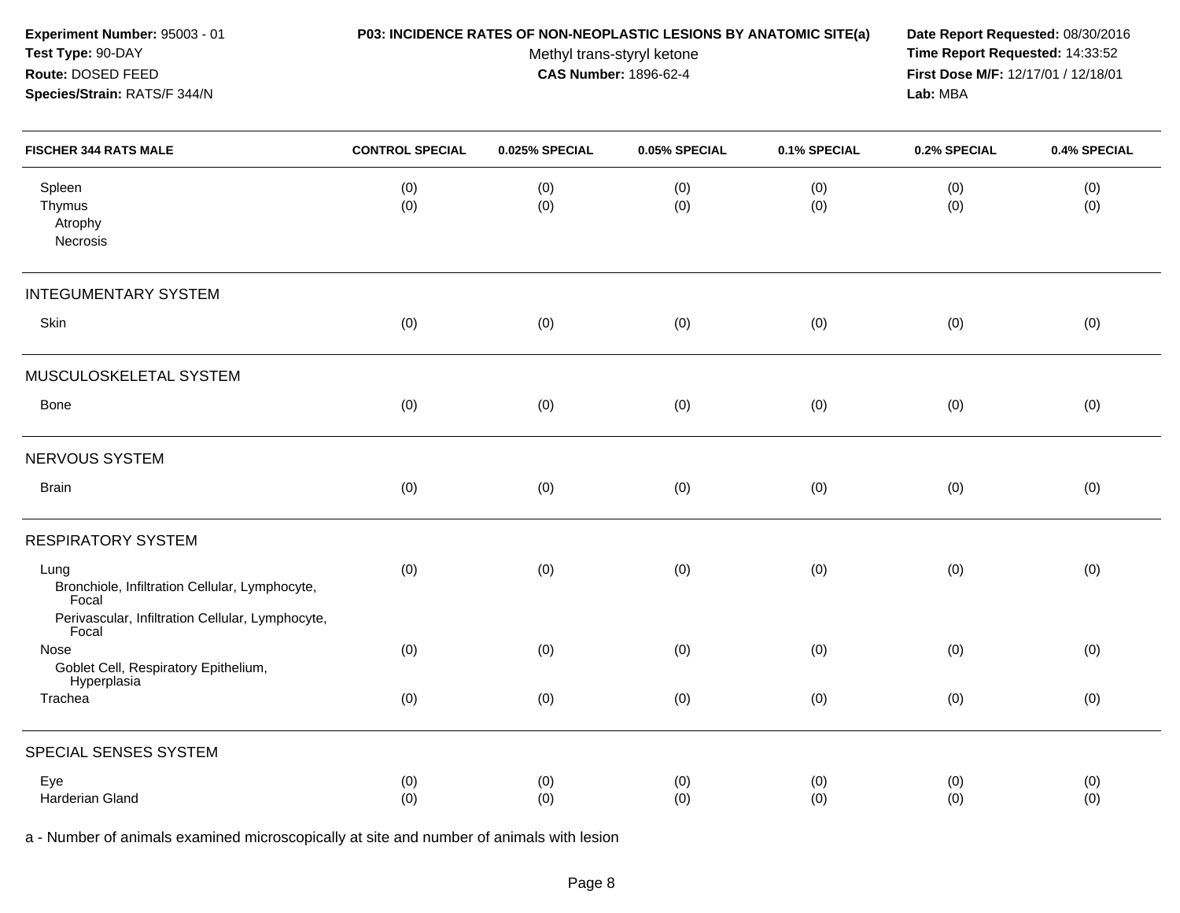**Experiment Number:** 95003 - 01
**Test Type:** 90-DAY
**Route:** DOSED FEED
**Species/Strain:** RATS/F 344/N

**P03: INCIDENCE RATES OF NON-NEOPLASTIC LESIONS BY ANATOMIC SITE(a)**
Methyl trans-styryl ketone
**CAS Number:** 1896-62-4

**Date Report Requested:** 08/30/2016
**Time Report Requested:** 14:33:52
**First Dose M/F:** 12/17/01 / 12/18/01
**Lab:** MBA

| FISCHER 344 RATS MALE | CONTROL SPECIAL | 0.025% SPECIAL | 0.05% SPECIAL | 0.1% SPECIAL | 0.2% SPECIAL | 0.4% SPECIAL |
|---|---|---|---|---|---|---|
| Spleen | (0) | (0) | (0) | (0) | (0) | (0) |
| Thymus | (0) | (0) | (0) | (0) | (0) | (0) |
| Atrophy | | | | | | |
| Necrosis | | | | | | |
| **INTEGUMENTARY SYSTEM** | | | | | | |
| Skin | (0) | (0) | (0) | (0) | (0) | (0) |
| **MUSCULOSKELETAL SYSTEM** | | | | | | |
| Bone | (0) | (0) | (0) | (0) | (0) | (0) |
| **NERVOUS SYSTEM** | | | | | | |
| Brain | (0) | (0) | (0) | (0) | (0) | (0) |
| **RESPIRATORY SYSTEM** | | | | | | |
| Lung | (0) | (0) | (0) | (0) | (0) | (0) |
| Bronchiole, Infiltration Cellular, Lymphocyte, Focal | | | | | | |
| Perivascular, Infiltration Cellular, Lymphocyte, Focal | | | | | | |
| Nose | (0) | (0) | (0) | (0) | (0) | (0) |
| Goblet Cell, Respiratory Epithelium, Hyperplasia | | | | | | |
| Trachea | (0) | (0) | (0) | (0) | (0) | (0) |
| **SPECIAL SENSES SYSTEM** | | | | | | |
| Eye | (0) | (0) | (0) | (0) | (0) | (0) |
| Harderian Gland | (0) | (0) | (0) | (0) | (0) | (0) |

a - Number of animals examined microscopically at site and number of animals with lesion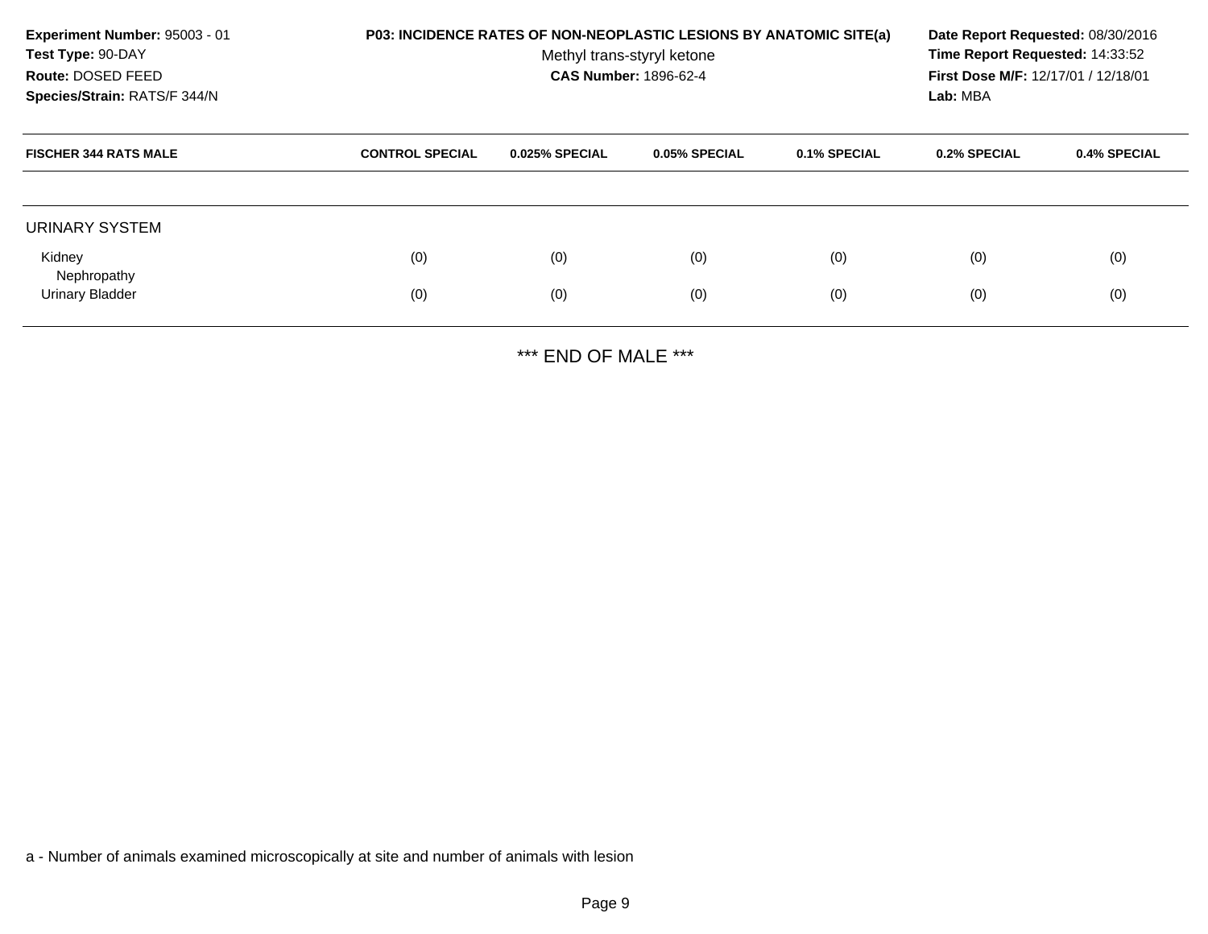**Experiment Number:** 95003 - 01
**Test Type:** 90-DAY
**Route:** DOSED FEED
**Species/Strain:** RATS/F 344/N

**P03: INCIDENCE RATES OF NON-NEOPLASTIC LESIONS BY ANATOMIC SITE(a)**
Methyl trans-styryl ketone
**CAS Number:** 1896-62-4

**Date Report Requested:** 08/30/2016
**Time Report Requested:** 14:33:52
**First Dose M/F:** 12/17/01 / 12/18/01
**Lab:** MBA

| FISCHER 344 RATS MALE | CONTROL SPECIAL | 0.025% SPECIAL | 0.05% SPECIAL | 0.1% SPECIAL | 0.2% SPECIAL | 0.4% SPECIAL |
|---|---|---|---|---|---|---|
| URINARY SYSTEM | | | | | | |
| Kidney | (0) | (0) | (0) | (0) | (0) | (0) |
| Nephropathy | | | | | | |
| Urinary Bladder | (0) | (0) | (0) | (0) | (0) | (0) |

*** END OF MALE ***

a - Number of animals examined microscopically at site and number of animals with lesion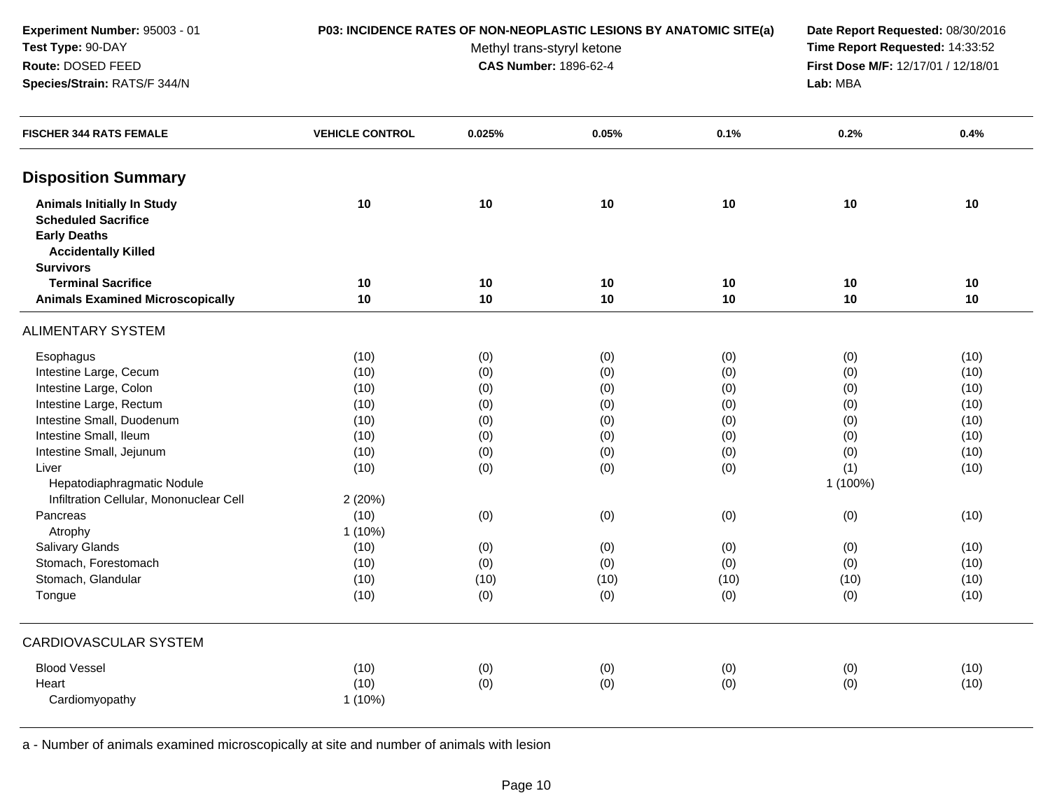**Experiment Number:** 95003 - 01
**Test Type:** 90-DAY
**Route:** DOSED FEED
**Species/Strain:** RATS/F 344/N

**P03: INCIDENCE RATES OF NON-NEOPLASTIC LESIONS BY ANATOMIC SITE(a)**
Methyl trans-styryl ketone
**CAS Number:** 1896-62-4

**Date Report Requested:** 08/30/2016
**Time Report Requested:** 14:33:52
**First Dose M/F:** 12/17/01 / 12/18/01
**Lab:** MBA

| FISCHER 344 RATS FEMALE | VEHICLE CONTROL | 0.025% | 0.05% | 0.1% | 0.2% | 0.4% |
|---|---|---|---|---|---|---|
| **Disposition Summary** | | | | | | |
| **Animals Initially In Study** | **10** | **10** | **10** | **10** | **10** | **10** |
| **Scheduled Sacrifice** | | | | | | |
| **Early Deaths** | | | | | | |
| **Accidentally Killed** | | | | | | |
| **Survivors** | | | | | | |
| **Terminal Sacrifice** | **10** | **10** | **10** | **10** | **10** | **10** |
| **Animals Examined Microscopically** | **10** | **10** | **10** | **10** | **10** | **10** |
| ALIMENTARY SYSTEM | | | | | | |
| Esophagus | (10) | (0) | (0) | (0) | (0) | (10) |
| Intestine Large, Cecum | (10) | (0) | (0) | (0) | (0) | (10) |
| Intestine Large, Colon | (10) | (0) | (0) | (0) | (0) | (10) |
| Intestine Large, Rectum | (10) | (0) | (0) | (0) | (0) | (10) |
| Intestine Small, Duodenum | (10) | (0) | (0) | (0) | (0) | (10) |
| Intestine Small, Ileum | (10) | (0) | (0) | (0) | (0) | (10) |
| Intestine Small, Jejunum | (10) | (0) | (0) | (0) | (0) | (10) |
| Liver | (10) | (0) | (0) | (0) | (1) | (10) |
| Hepatodiaphragmatic Nodule | | | | | 1 (100%) | |
| Infiltration Cellular, Mononuclear Cell | 2 (20%) | | | | | |
| Pancreas | (10) | (0) | (0) | (0) | (0) | (10) |
| Atrophy | 1 (10%) | | | | | |
| Salivary Glands | (10) | (0) | (0) | (0) | (0) | (10) |
| Stomach, Forestomach | (10) | (0) | (0) | (0) | (0) | (10) |
| Stomach, Glandular | (10) | (10) | (10) | (10) | (10) | (10) |
| Tongue | (10) | (0) | (0) | (0) | (0) | (10) |
| CARDIOVASCULAR SYSTEM | | | | | | |
| Blood Vessel | (10) | (0) | (0) | (0) | (0) | (10) |
| Heart | (10) | (0) | (0) | (0) | (0) | (10) |
| Cardiomyopathy | 1 (10%) | | | | | |

a - Number of animals examined microscopically at site and number of animals with lesion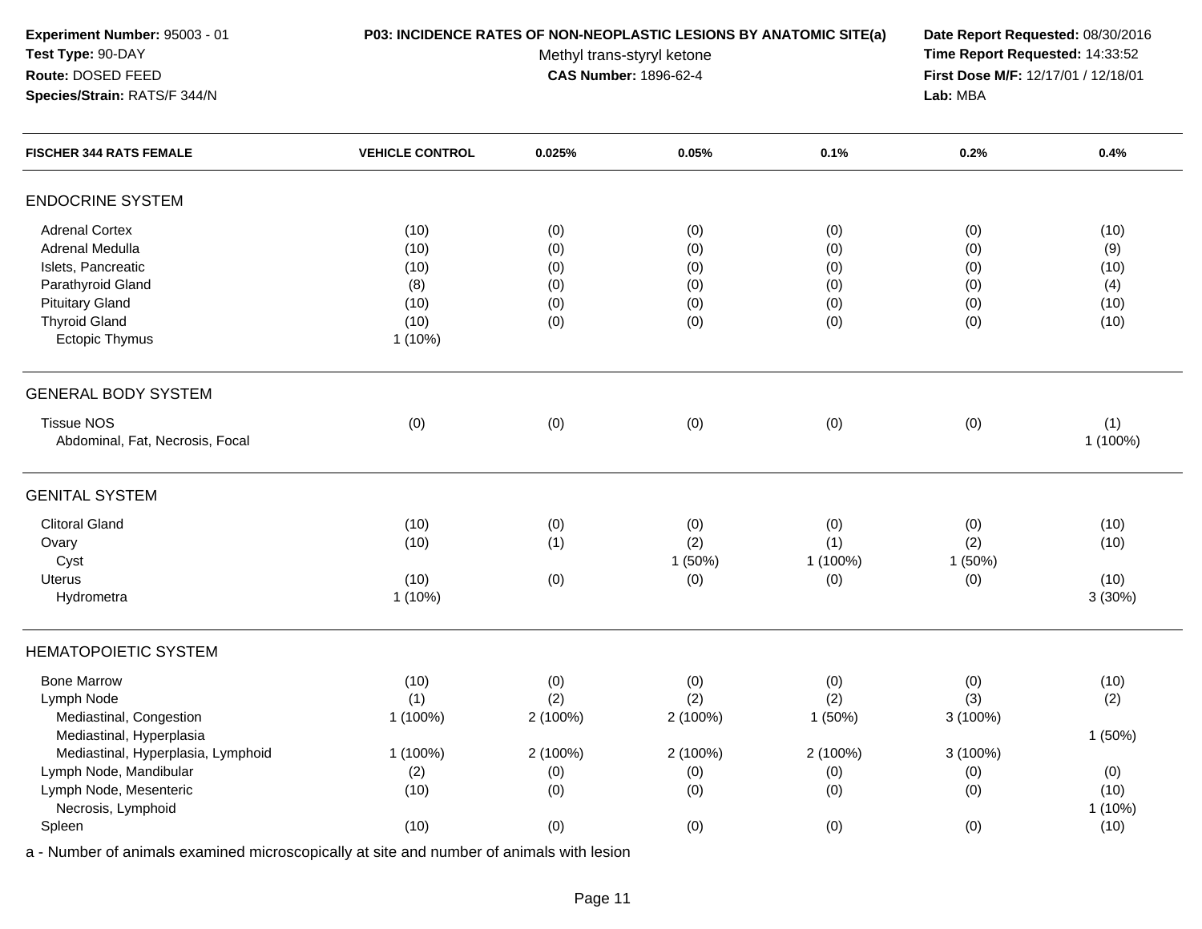**Experiment Number:** 95003 - 01
**Test Type:** 90-DAY
**Route:** DOSED FEED
**Species/Strain:** RATS/F 344/N

**P03: INCIDENCE RATES OF NON-NEOPLASTIC LESIONS BY ANATOMIC SITE(a)**
Methyl trans-styryl ketone
**CAS Number:** 1896-62-4

**Date Report Requested:** 08/30/2016
**Time Report Requested:** 14:33:52
**First Dose M/F:** 12/17/01 / 12/18/01
**Lab:** MBA

| FISCHER 344 RATS FEMALE | VEHICLE CONTROL | 0.025% | 0.05% | 0.1% | 0.2% | 0.4% |
|---|---|---|---|---|---|---|
| **ENDOCRINE SYSTEM** | | | | | | |
| Adrenal Cortex | (10) | (0) | (0) | (0) | (0) | (10) |
| Adrenal Medulla | (10) | (0) | (0) | (0) | (0) | (9) |
| Islets, Pancreatic | (10) | (0) | (0) | (0) | (0) | (10) |
| Parathyroid Gland | (8) | (0) | (0) | (0) | (0) | (4) |
| Pituitary Gland | (10) | (0) | (0) | (0) | (0) | (10) |
| Thyroid Gland | (10) | (0) | (0) | (0) | (0) | (10) |
| Ectopic Thymus | 1 (10%) | | | | | |
| **GENERAL BODY SYSTEM** | | | | | | |
| Tissue NOS | (0) | (0) | (0) | (0) | (0) | (1) |
| Abdominal, Fat, Necrosis, Focal | | | | | | 1 (100%) |
| **GENITAL SYSTEM** | | | | | | |
| Clitoral Gland | (10) | (0) | (0) | (0) | (0) | (10) |
| Ovary | (10) | (1) | (2) | (1) | (2) | (10) |
| Cyst | | | 1 (50%) | 1 (100%) | 1 (50%) | |
| Uterus | (10) | (0) | (0) | (0) | (0) | (10) |
| Hydrometra | 1 (10%) | | | | | 3 (30%) |
| **HEMATOPOIETIC SYSTEM** | | | | | | |
| Bone Marrow | (10) | (0) | (0) | (0) | (0) | (10) |
| Lymph Node | (1) | (2) | (2) | (2) | (3) | (2) |
| Mediastinal, Congestion | 1 (100%) | 2 (100%) | 2 (100%) | 1 (50%) | 3 (100%) | |
| Mediastinal, Hyperplasia | | | | | | 1 (50%) |
| Mediastinal, Hyperplasia, Lymphoid | 1 (100%) | 2 (100%) | 2 (100%) | 2 (100%) | 3 (100%) | |
| Lymph Node, Mandibular | (2) | (0) | (0) | (0) | (0) | (0) |
| Lymph Node, Mesenteric | (10) | (0) | (0) | (0) | (0) | (10) |
| Necrosis, Lymphoid | | | | | | 1 (10%) |
| Spleen | (10) | (0) | (0) | (0) | (0) | (10) |

a - Number of animals examined microscopically at site and number of animals with lesion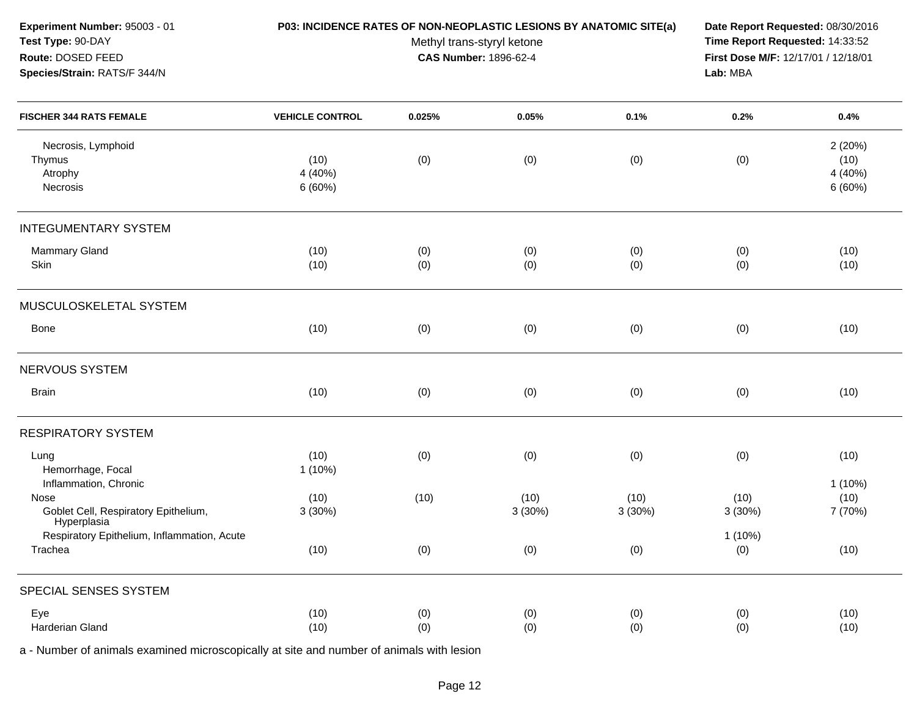**Experiment Number:** 95003 - 01
**Test Type:** 90-DAY
**Route:** DOSED FEED
**Species/Strain:** RATS/F 344/N

**P03: INCIDENCE RATES OF NON-NEOPLASTIC LESIONS BY ANATOMIC SITE(a)**
Methyl trans-styryl ketone
**CAS Number:** 1896-62-4

**Date Report Requested:** 08/30/2016
**Time Report Requested:** 14:33:52
**First Dose M/F:** 12/17/01 / 12/18/01
**Lab:** MBA

| FISCHER 344 RATS FEMALE | VEHICLE CONTROL | 0.025% | 0.05% | 0.1% | 0.2% | 0.4% |
|---|---|---|---|---|---|---|
| Necrosis, Lymphoid | | | | | | 2 (20%) |
| Thymus | (10) | (0) | (0) | (0) | (0) | (10) |
| Atrophy | 4 (40%) | | | | | 4 (40%) |
| Necrosis | 6 (60%) | | | | | 6 (60%) |
| **INTEGUMENTARY SYSTEM** | | | | | | |
| Mammary Gland | (10) | (0) | (0) | (0) | (0) | (10) |
| Skin | (10) | (0) | (0) | (0) | (0) | (10) |
| **MUSCULOSKELETAL SYSTEM** | | | | | | |
| Bone | (10) | (0) | (0) | (0) | (0) | (10) |
| **NERVOUS SYSTEM** | | | | | | |
| Brain | (10) | (0) | (0) | (0) | (0) | (10) |
| **RESPIRATORY SYSTEM** | | | | | | |
| Lung | (10) | (0) | (0) | (0) | (0) | (10) |
| Hemorrhage, Focal | 1 (10%) | | | | | |
| Inflammation, Chronic | | | | | | 1 (10%) |
| Nose | (10) | (10) | (10) | (10) | (10) | (10) |
| Goblet Cell, Respiratory Epithelium, Hyperplasia | 3 (30%) | | 3 (30%) | 3 (30%) | 3 (30%) | 7 (70%) |
| Respiratory Epithelium, Inflammation, Acute | | | | | 1 (10%) | |
| Trachea | (10) | (0) | (0) | (0) | (0) | (10) |
| **SPECIAL SENSES SYSTEM** | | | | | | |
| Eye | (10) | (0) | (0) | (0) | (0) | (10) |
| Harderian Gland | (10) | (0) | (0) | (0) | (0) | (10) |

a - Number of animals examined microscopically at site and number of animals with lesion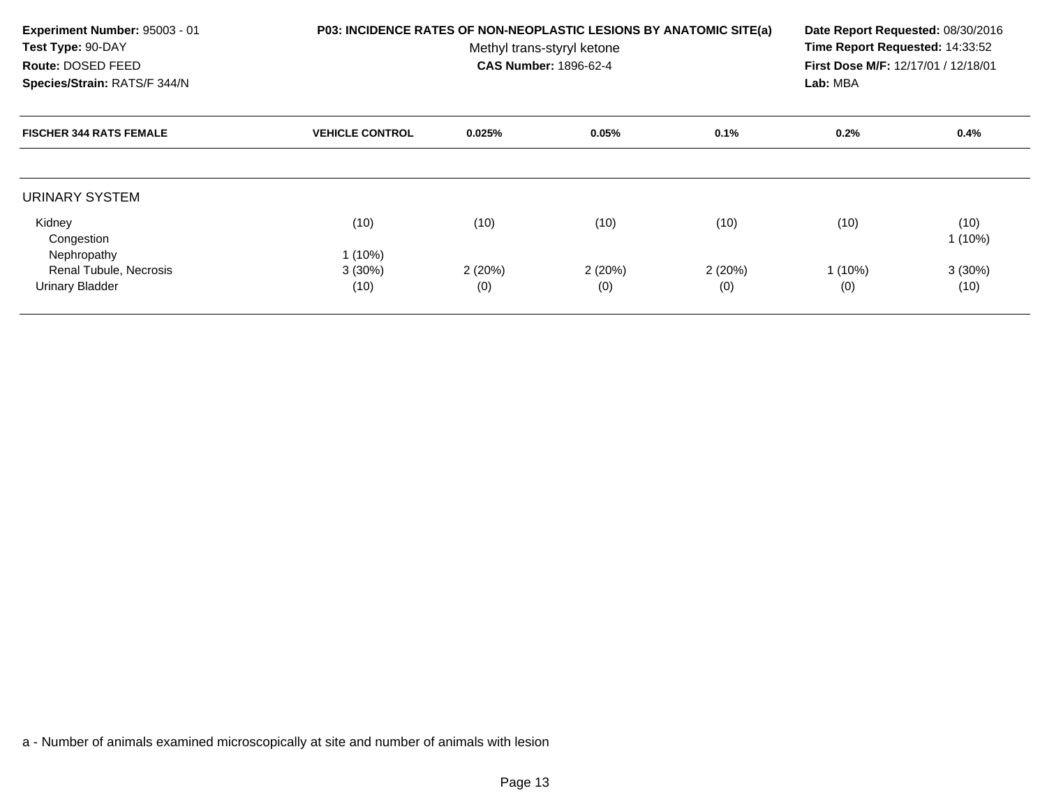**Experiment Number:** 95003 - 01
**Test Type:** 90-DAY
**Route:** DOSED FEED
**Species/Strain:** RATS/F 344/N

**P03: INCIDENCE RATES OF NON-NEOPLASTIC LESIONS BY ANATOMIC SITE(a)**
Methyl trans-styryl ketone
**CAS Number:** 1896-62-4

**Date Report Requested:** 08/30/2016
**Time Report Requested:** 14:33:52
**First Dose M/F:** 12/17/01 / 12/18/01
**Lab:** MBA

| FISCHER 344 RATS FEMALE | VEHICLE CONTROL | 0.025% | 0.05% | 0.1% | 0.2% | 0.4% |
|---|---|---|---|---|---|---|
| URINARY SYSTEM | | | | | | |
| Kidney | (10) | (10) | (10) | (10) | (10) | (10) |
| Congestion | | | | | | 1 (10%) |
| Nephropathy | 1 (10%) | | | | | |
| Renal Tubule, Necrosis | 3 (30%) | 2 (20%) | 2 (20%) | 2 (20%) | 1 (10%) | 3 (30%) |
| Urinary Bladder | (10) | (0) | (0) | (0) | (0) | (10) |

a - Number of animals examined microscopically at site and number of animals with lesion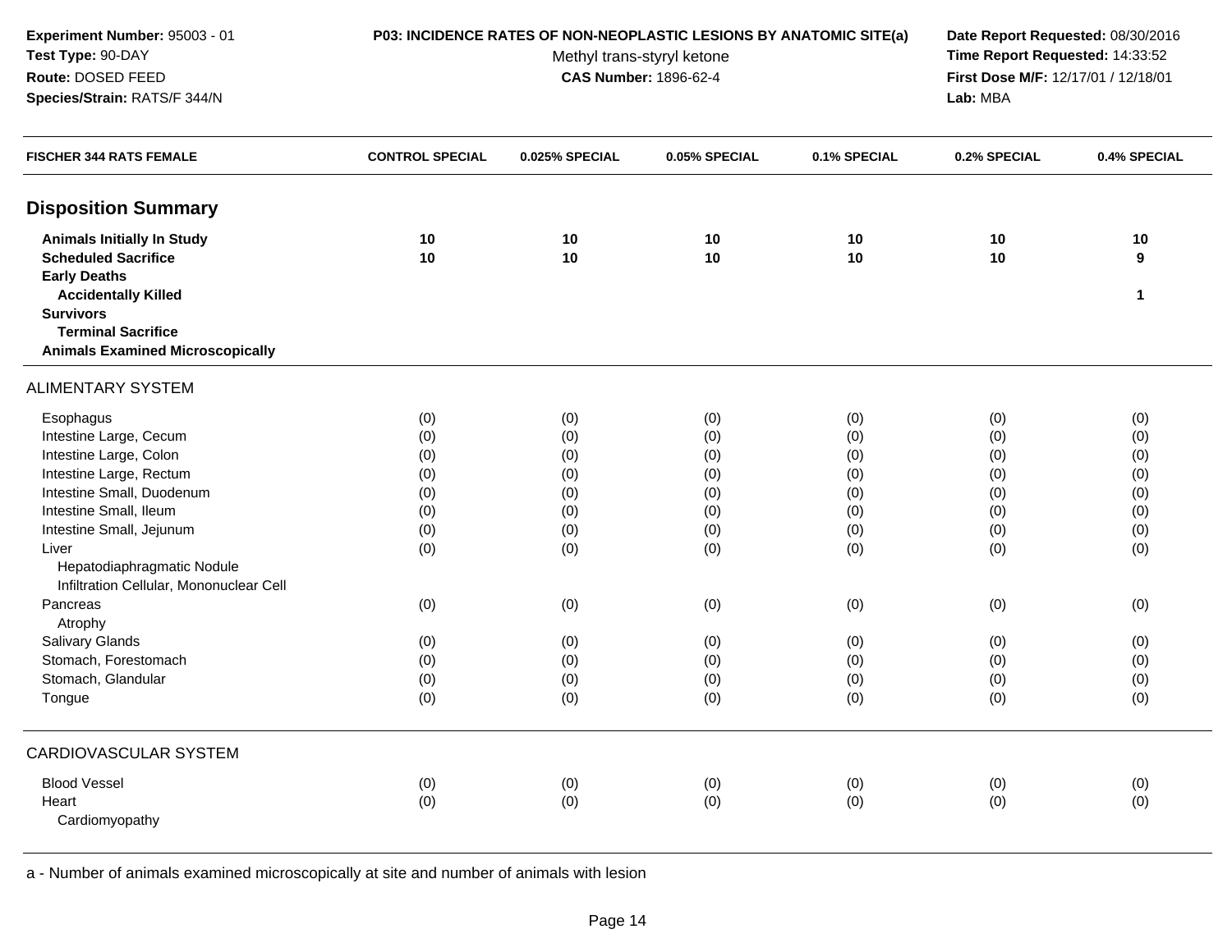**Experiment Number:** 95003 - 01
**Test Type:** 90-DAY
**Route:** DOSED FEED
**Species/Strain:** RATS/F 344/N

**P03: INCIDENCE RATES OF NON-NEOPLASTIC LESIONS BY ANATOMIC SITE(a)**
Methyl trans-styryl ketone
**CAS Number:** 1896-62-4

**Date Report Requested:** 08/30/2016
**Time Report Requested:** 14:33:52
**First Dose M/F:** 12/17/01 / 12/18/01
**Lab:** MBA

| FISCHER 344 RATS FEMALE | CONTROL SPECIAL | 0.025% SPECIAL | 0.05% SPECIAL | 0.1% SPECIAL | 0.2% SPECIAL | 0.4% SPECIAL |
|---|---|---|---|---|---|---|
| **Disposition Summary** | | | | | | |
| **Animals Initially In Study** | **10** | **10** | **10** | **10** | **10** | **10** |
| **Scheduled Sacrifice** | **10** | **10** | **10** | **10** | **10** | **9** |
| **Early Deaths** | | | | | | |
| **Accidentally Killed** | | | | | | **1** |
| **Survivors** | | | | | | |
| **Terminal Sacrifice** | | | | | | |
| **Animals Examined Microscopically** | | | | | | |
| ALIMENTARY SYSTEM | | | | | | |
| Esophagus | (0) | (0) | (0) | (0) | (0) | (0) |
| Intestine Large, Cecum | (0) | (0) | (0) | (0) | (0) | (0) |
| Intestine Large, Colon | (0) | (0) | (0) | (0) | (0) | (0) |
| Intestine Large, Rectum | (0) | (0) | (0) | (0) | (0) | (0) |
| Intestine Small, Duodenum | (0) | (0) | (0) | (0) | (0) | (0) |
| Intestine Small, Ileum | (0) | (0) | (0) | (0) | (0) | (0) |
| Intestine Small, Jejunum | (0) | (0) | (0) | (0) | (0) | (0) |
| Liver | (0) | (0) | (0) | (0) | (0) | (0) |
| Hepatodiaphragmatic Nodule | | | | | | |
| Infiltration Cellular, Mononuclear Cell | | | | | | |
| Pancreas | (0) | (0) | (0) | (0) | (0) | (0) |
| Atrophy | | | | | | |
| Salivary Glands | (0) | (0) | (0) | (0) | (0) | (0) |
| Stomach, Forestomach | (0) | (0) | (0) | (0) | (0) | (0) |
| Stomach, Glandular | (0) | (0) | (0) | (0) | (0) | (0) |
| Tongue | (0) | (0) | (0) | (0) | (0) | (0) |
| CARDIOVASCULAR SYSTEM | | | | | | |
| Blood Vessel | (0) | (0) | (0) | (0) | (0) | (0) |
| Heart | (0) | (0) | (0) | (0) | (0) | (0) |
| Cardiomyopathy | | | | | | |

a - Number of animals examined microscopically at site and number of animals with lesion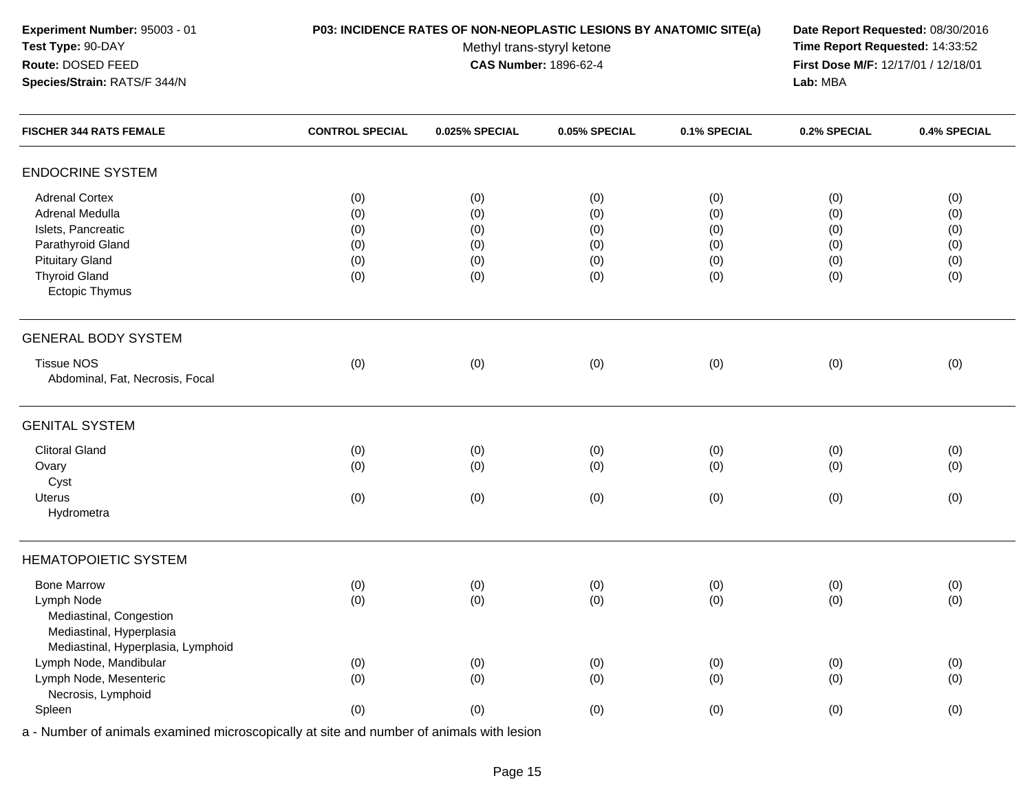**Experiment Number:** 95003 - 01
**Test Type:** 90-DAY
**Route:** DOSED FEED
**Species/Strain:** RATS/F 344/N

**P03: INCIDENCE RATES OF NON-NEOPLASTIC LESIONS BY ANATOMIC SITE(a)**
Methyl trans-styryl ketone
**CAS Number:** 1896-62-4

**Date Report Requested:** 08/30/2016
**Time Report Requested:** 14:33:52
**First Dose M/F:** 12/17/01 / 12/18/01
**Lab:** MBA

| FISCHER 344 RATS FEMALE | CONTROL SPECIAL | 0.025% SPECIAL | 0.05% SPECIAL | 0.1% SPECIAL | 0.2% SPECIAL | 0.4% SPECIAL |
|---|---|---|---|---|---|---|
| **ENDOCRINE SYSTEM** | | | | | | |
| Adrenal Cortex | (0) | (0) | (0) | (0) | (0) | (0) |
| Adrenal Medulla | (0) | (0) | (0) | (0) | (0) | (0) |
| Islets, Pancreatic | (0) | (0) | (0) | (0) | (0) | (0) |
| Parathyroid Gland | (0) | (0) | (0) | (0) | (0) | (0) |
| Pituitary Gland | (0) | (0) | (0) | (0) | (0) | (0) |
| Thyroid Gland | (0) | (0) | (0) | (0) | (0) | (0) |
| Ectopic Thymus | | | | | | |
| **GENERAL BODY SYSTEM** | | | | | | |
| Tissue NOS | (0) | (0) | (0) | (0) | (0) | (0) |
| Abdominal, Fat, Necrosis, Focal | | | | | | |
| **GENITAL SYSTEM** | | | | | | |
| Clitoral Gland | (0) | (0) | (0) | (0) | (0) | (0) |
| Ovary | (0) | (0) | (0) | (0) | (0) | (0) |
| Cyst | | | | | | |
| Uterus | (0) | (0) | (0) | (0) | (0) | (0) |
| Hydrometra | | | | | | |
| **HEMATOPOIETIC SYSTEM** | | | | | | |
| Bone Marrow | (0) | (0) | (0) | (0) | (0) | (0) |
| Lymph Node | (0) | (0) | (0) | (0) | (0) | (0) |
| Mediastinal, Congestion | | | | | | |
| Mediastinal, Hyperplasia | | | | | | |
| Mediastinal, Hyperplasia, Lymphoid | | | | | | |
| Lymph Node, Mandibular | (0) | (0) | (0) | (0) | (0) | (0) |
| Lymph Node, Mesenteric | (0) | (0) | (0) | (0) | (0) | (0) |
| Necrosis, Lymphoid | | | | | | |
| Spleen | (0) | (0) | (0) | (0) | (0) | (0) |

a - Number of animals examined microscopically at site and number of animals with lesion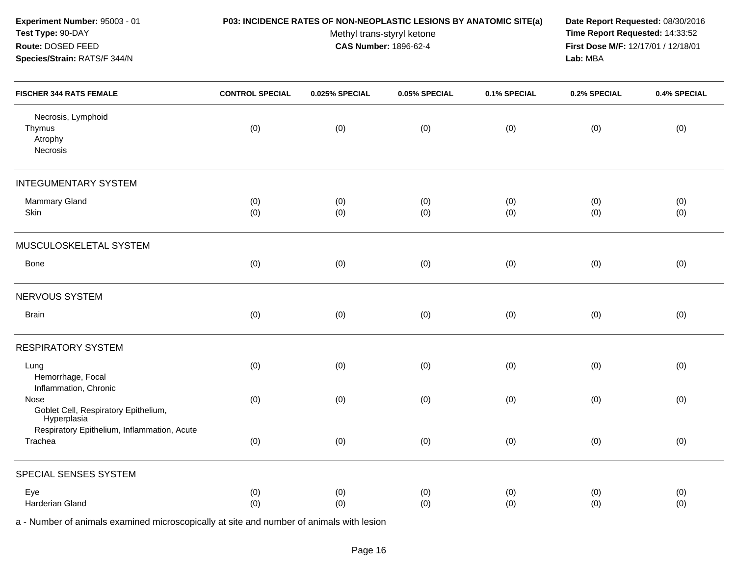**Experiment Number:** 95003 - 01
**Test Type:** 90-DAY
**Route:** DOSED FEED
**Species/Strain:** RATS/F 344/N

**P03: INCIDENCE RATES OF NON-NEOPLASTIC LESIONS BY ANATOMIC SITE(a)**
Methyl trans-styryl ketone
**CAS Number:** 1896-62-4

**Date Report Requested:** 08/30/2016
**Time Report Requested:** 14:33:52
**First Dose M/F:** 12/17/01 / 12/18/01
**Lab:** MBA

| FISCHER 344 RATS FEMALE | CONTROL SPECIAL | 0.025% SPECIAL | 0.05% SPECIAL | 0.1% SPECIAL | 0.2% SPECIAL | 0.4% SPECIAL |
|---|---|---|---|---|---|---|
| Necrosis, Lymphoid | | | | | | |
| Thymus | (0) | (0) | (0) | (0) | (0) | (0) |
| Atrophy | | | | | | |
| Necrosis | | | | | | |
| **INTEGUMENTARY SYSTEM** | | | | | | |
| Mammary Gland | (0) | (0) | (0) | (0) | (0) | (0) |
| Skin | (0) | (0) | (0) | (0) | (0) | (0) |
| **MUSCULOSKELETAL SYSTEM** | | | | | | |
| Bone | (0) | (0) | (0) | (0) | (0) | (0) |
| **NERVOUS SYSTEM** | | | | | | |
| Brain | (0) | (0) | (0) | (0) | (0) | (0) |
| **RESPIRATORY SYSTEM** | | | | | | |
| Lung | (0) | (0) | (0) | (0) | (0) | (0) |
| Hemorrhage, Focal | | | | | | |
| Inflammation, Chronic | | | | | | |
| Nose | (0) | (0) | (0) | (0) | (0) | (0) |
| Goblet Cell, Respiratory Epithelium, Hyperplasia | | | | | | |
| Respiratory Epithelium, Inflammation, Acute | | | | | | |
| Trachea | (0) | (0) | (0) | (0) | (0) | (0) |
| **SPECIAL SENSES SYSTEM** | | | | | | |
| Eye | (0) | (0) | (0) | (0) | (0) | (0) |
| Harderian Gland | (0) | (0) | (0) | (0) | (0) | (0) |

a - Number of animals examined microscopically at site and number of animals with lesion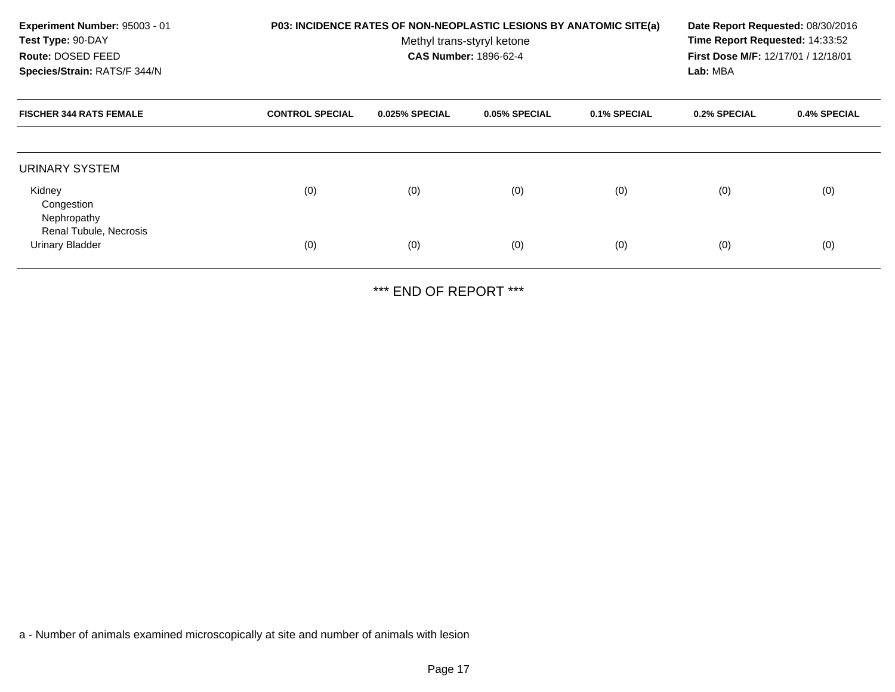**Experiment Number:** 95003 - 01
**Test Type:** 90-DAY
**Route:** DOSED FEED
**Species/Strain:** RATS/F 344/N

**P03: INCIDENCE RATES OF NON-NEOPLASTIC LESIONS BY ANATOMIC SITE(a)**
Methyl trans-styryl ketone
**CAS Number:** 1896-62-4

**Date Report Requested:** 08/30/2016
**Time Report Requested:** 14:33:52
**First Dose M/F:** 12/17/01 / 12/18/01
**Lab:** MBA

| FISCHER 344 RATS FEMALE | CONTROL SPECIAL | 0.025% SPECIAL | 0.05% SPECIAL | 0.1% SPECIAL | 0.2% SPECIAL | 0.4% SPECIAL |
|---|---|---|---|---|---|---|
| URINARY SYSTEM | | | | | | |
| Kidney | (0) | (0) | (0) | (0) | (0) | (0) |
| Congestion | | | | | | |
| Nephropathy | | | | | | |
| Renal Tubule, Necrosis | | | | | | |
| Urinary Bladder | (0) | (0) | (0) | (0) | (0) | (0) |

*** END OF REPORT ***

a - Number of animals examined microscopically at site and number of animals with lesion